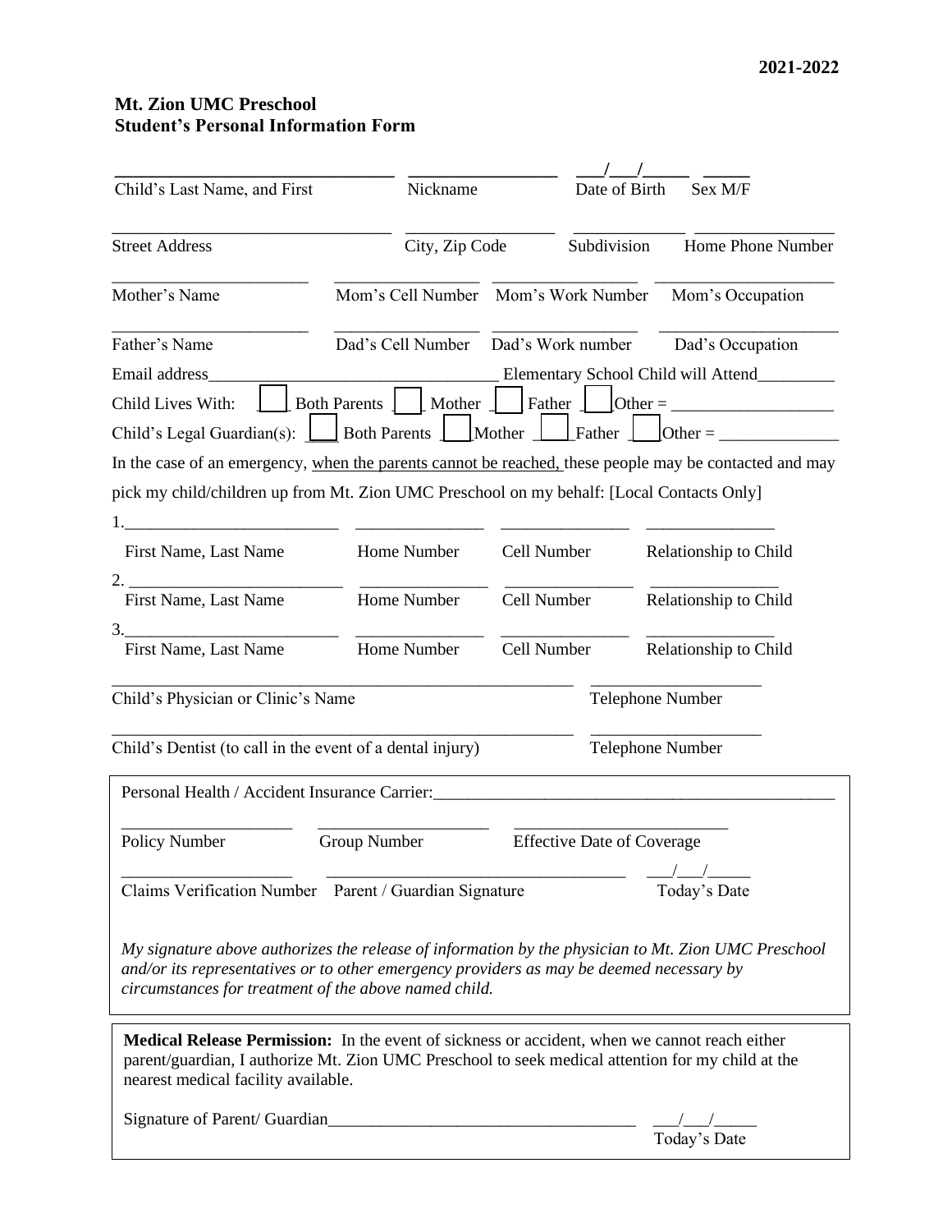2021-2022

**Mt. Zion UMC Preschool**
**Student's Personal Information Form**

________________________________ ________________ ___/___/_____ _____
Child's Last Name, and First    Nickname    Date of Birth    Sex M/F

________________________________ ________________ _____________ ________________
Street Address    City, Zip Code    Subdivision    Home Phone Number

______________________ ________________ ________________ ____________________
Mother's Name    Mom's Cell Number    Mom's Work Number    Mom's Occupation

______________________ ________________ ________________ ____________________
Father's Name    Dad's Cell Number    Dad's Work number    Dad's Occupation

Email address_________________________________ Elementary School Child will Attend_________

Child Lives With: ☐ Both Parents ☐ Mother ☐ Father ☐ Other = __________________

Child's Legal Guardian(s): ☐ Both Parents ☐ Mother ☐ Father ☐ Other = ______________

In the case of an emergency, when the parents cannot be reached, these people may be contacted and may pick my child/children up from Mt. Zion UMC Preschool on my behalf: [Local Contacts Only]

1.________________________ _______________ _______________ _______________
First Name, Last Name    Home Number    Cell Number    Relationship to Child

2.________________________ _______________ _______________ _______________
First Name, Last Name    Home Number    Cell Number    Relationship to Child

3.________________________ _______________ _______________ _______________
First Name, Last Name    Home Number    Cell Number    Relationship to Child

______________________________________________________ ____________________
Child's Physician or Clinic's Name    Telephone Number

______________________________________________________ ____________________
Child's Dentist (to call in the event of a dental injury)    Telephone Number

Personal Health / Accident Insurance Carrier:_______________________________________________

____________________ ____________________ _________________________
Policy Number    Group Number    Effective Date of Coverage

____________________ __________________________________ ___/___/_____
Claims Verification Number    Parent / Guardian Signature    Today's Date

*My signature above authorizes the release of information by the physician to Mt. Zion UMC Preschool and/or its representatives or to other emergency providers as may be deemed necessary by circumstances for treatment of the above named child.*

**Medical Release Permission:** In the event of sickness or accident, when we cannot reach either parent/guardian, I authorize Mt. Zion UMC Preschool to seek medical attention for my child at the nearest medical facility available.

Signature of Parent/ Guardian___________________________________ ___/___/_____
Today's Date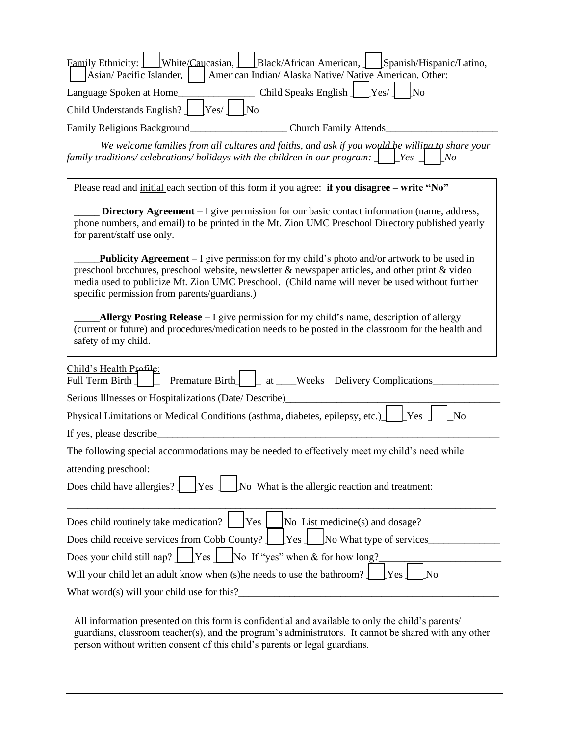Family Ethnicity: ___White/Caucasian, ___Black/African American, ___Spanish/Hispanic/Latino, ___Asian/ Pacific Islander, ___ American Indian/ Alaska Native/ Native American, Other:__________

Language Spoken at Home_______________ Child Speaks English ___Yes/ ___No

Child Understands English? ___Yes/ ___No

Family Religious Background___________________ Church Family Attends_____________________

*We welcome families from all cultures and faiths, and ask if you would be willing to share your family traditions/ celebrations/ holidays with the children in our program: ___Yes ___No*

Please read and initial each section of this form if you agree: **if you disagree – write "No"**

_____ **Directory Agreement** – I give permission for our basic contact information (name, address, phone numbers, and email) to be printed in the Mt. Zion UMC Preschool Directory published yearly for parent/staff use only.

_____**Publicity Agreement** – I give permission for my child's photo and/or artwork to be used in preschool brochures, preschool website, newsletter & newspaper articles, and other print & video media used to publicize Mt. Zion UMC Preschool. (Child name will never be used without further specific permission from parents/guardians.)

_____**Allergy Posting Release** – I give permission for my child's name, description of allergy (current or future) and procedures/medication needs to be posted in the classroom for the health and safety of my child.

Child's Health Profile:

Full Term Birth ___ Premature Birth___ at ____Weeks Delivery Complications_____________

Serious Illnesses or Hospitalizations (Date/ Describe)__________________________________________

Physical Limitations or Medical Conditions (asthma, diabetes, epilepsy, etc.)___Yes ___No

If yes, please describe__________________________________________________________________

The following special accommodations may be needed to effectively meet my child's need while attending preschool:____________________________________________________________________

Does child have allergies? ___Yes ___No What is the allergic reaction and treatment:

_______________________________________________________________________________

Does child routinely take medication? ___Yes ___No List medicine(s) and dosage?_______________

Does child receive services from Cobb County? ___Yes ___No What type of services______________

Does your child still nap? ___Yes ___No If "yes" when & for how long?________________________

Will your child let an adult know when (s)he needs to use the bathroom? ___Yes ___No

What word(s) will your child use for this?____________________________________________________

All information presented on this form is confidential and available to only the child's parents/ guardians, classroom teacher(s), and the program's administrators. It cannot be shared with any other person without written consent of this child's parents or legal guardians.